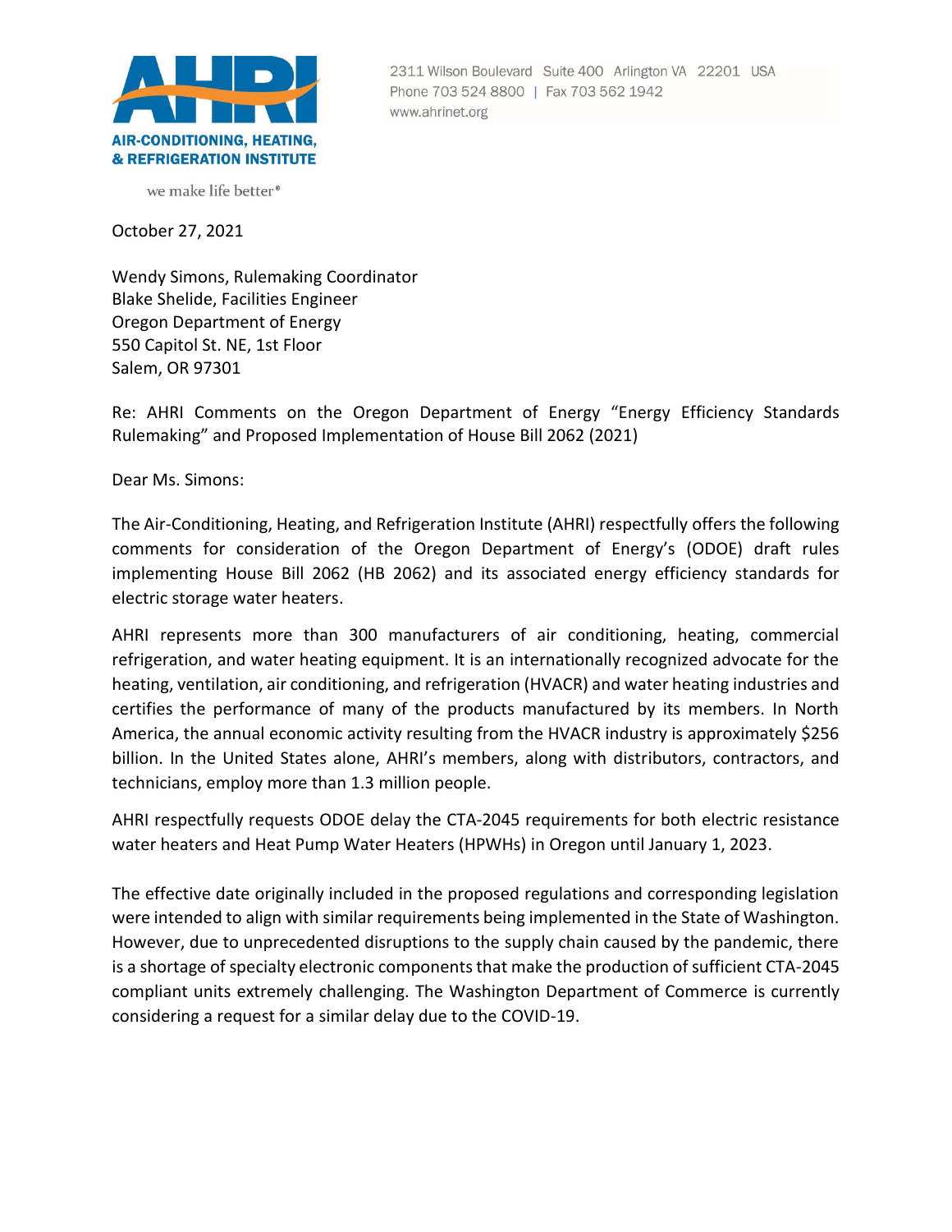**AIR-CONDITIONING, HEATING, & REFRIGERATION INSTITUTE**

we make life better®

2311 Wilson Boulevard Suite 400 Arlington VA 22201 USA
Phone 703 524 8800 | Fax 703 562 1942
www.ahrinet.org

October 27, 2021

Wendy Simons, Rulemaking Coordinator
Blake Shelide, Facilities Engineer
Oregon Department of Energy
550 Capitol St. NE, 1st Floor
Salem, OR 97301

Re: AHRI Comments on the Oregon Department of Energy "Energy Efficiency Standards Rulemaking" and Proposed Implementation of House Bill 2062 (2021)

Dear Ms. Simons:

The Air-Conditioning, Heating, and Refrigeration Institute (AHRI) respectfully offers the following comments for consideration of the Oregon Department of Energy's (ODOE) draft rules implementing House Bill 2062 (HB 2062) and its associated energy efficiency standards for electric storage water heaters.

AHRI represents more than 300 manufacturers of air conditioning, heating, commercial refrigeration, and water heating equipment. It is an internationally recognized advocate for the heating, ventilation, air conditioning, and refrigeration (HVACR) and water heating industries and certifies the performance of many of the products manufactured by its members. In North America, the annual economic activity resulting from the HVACR industry is approximately $256 billion. In the United States alone, AHRI's members, along with distributors, contractors, and technicians, employ more than 1.3 million people.

AHRI respectfully requests ODOE delay the CTA-2045 requirements for both electric resistance water heaters and Heat Pump Water Heaters (HPWHs) in Oregon until January 1, 2023.

The effective date originally included in the proposed regulations and corresponding legislation were intended to align with similar requirements being implemented in the State of Washington. However, due to unprecedented disruptions to the supply chain caused by the pandemic, there is a shortage of specialty electronic components that make the production of sufficient CTA-2045 compliant units extremely challenging. The Washington Department of Commerce is currently considering a request for a similar delay due to the COVID-19.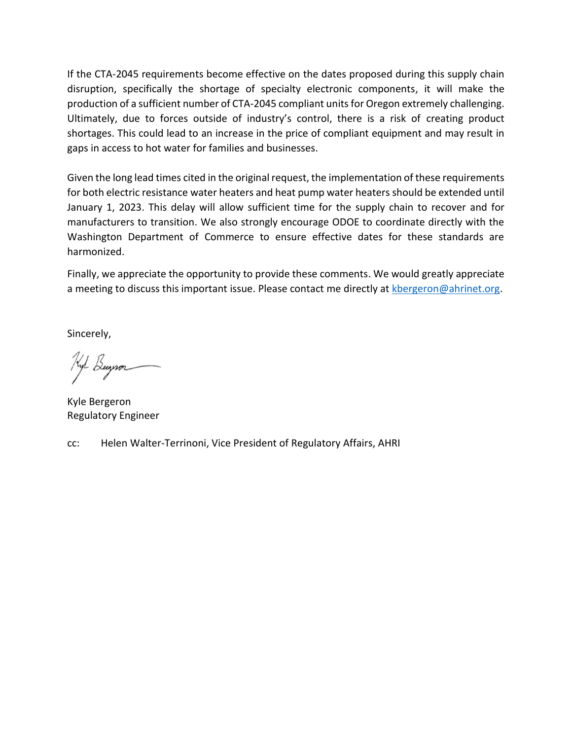If the CTA-2045 requirements become effective on the dates proposed during this supply chain disruption, specifically the shortage of specialty electronic components, it will make the production of a sufficient number of CTA-2045 compliant units for Oregon extremely challenging. Ultimately, due to forces outside of industry's control, there is a risk of creating product shortages. This could lead to an increase in the price of compliant equipment and may result in gaps in access to hot water for families and businesses.

Given the long lead times cited in the original request, the implementation of these requirements for both electric resistance water heaters and heat pump water heaters should be extended until January 1, 2023. This delay will allow sufficient time for the supply chain to recover and for manufacturers to transition. We also strongly encourage ODOE to coordinate directly with the Washington Department of Commerce to ensure effective dates for these standards are harmonized.

Finally, we appreciate the opportunity to provide these comments. We would greatly appreciate a meeting to discuss this important issue. Please contact me directly at kbergeron@ahrinet.org.

Sincerely,

Kyle Bergeron
Regulatory Engineer

cc: Helen Walter-Terrinoni, Vice President of Regulatory Affairs, AHRI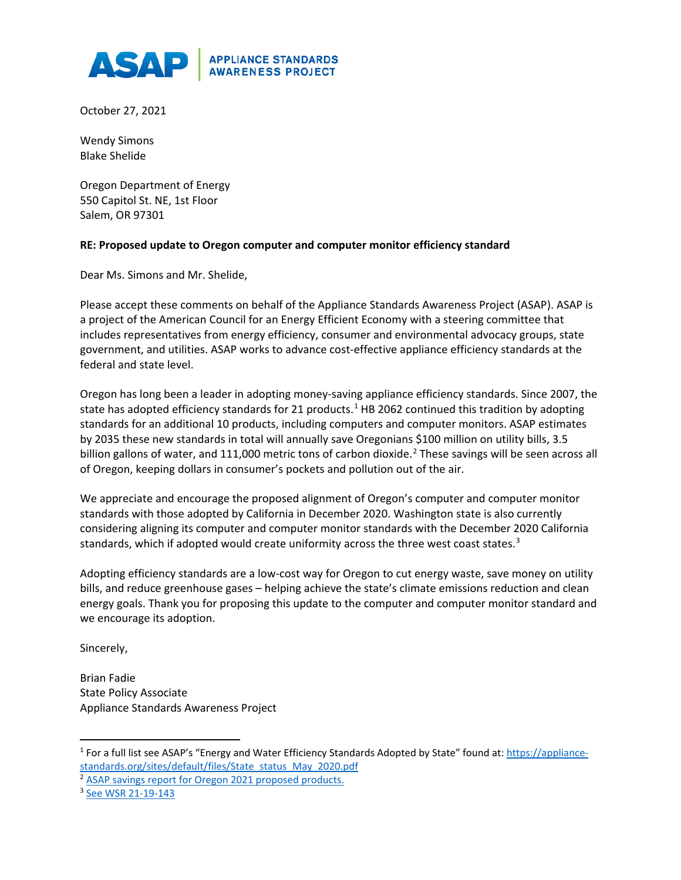**ASAP** | **APPLIANCE STANDARDS AWARENESS PROJECT**

October 27, 2021

Wendy Simons
Blake Shelide

Oregon Department of Energy
550 Capitol St. NE, 1st Floor
Salem, OR 97301

**RE: Proposed update to Oregon computer and computer monitor efficiency standard**

Dear Ms. Simons and Mr. Shelide,

Please accept these comments on behalf of the Appliance Standards Awareness Project (ASAP). ASAP is a project of the American Council for an Energy Efficient Economy with a steering committee that includes representatives from energy efficiency, consumer and environmental advocacy groups, state government, and utilities. ASAP works to advance cost-effective appliance efficiency standards at the federal and state level.

Oregon has long been a leader in adopting money-saving appliance efficiency standards. Since 2007, the state has adopted efficiency standards for 21 products.[1] HB 2062 continued this tradition by adopting standards for an additional 10 products, including computers and computer monitors. ASAP estimates by 2035 these new standards in total will annually save Oregonians $100 million on utility bills, 3.5 billion gallons of water, and 111,000 metric tons of carbon dioxide.[2] These savings will be seen across all of Oregon, keeping dollars in consumer's pockets and pollution out of the air.

We appreciate and encourage the proposed alignment of Oregon's computer and computer monitor standards with those adopted by California in December 2020. Washington state is also currently considering aligning its computer and computer monitor standards with the December 2020 California standards, which if adopted would create uniformity across the three west coast states.[3]

Adopting efficiency standards are a low-cost way for Oregon to cut energy waste, save money on utility bills, and reduce greenhouse gases – helping achieve the state's climate emissions reduction and clean energy goals. Thank you for proposing this update to the computer and computer monitor standard and we encourage its adoption.

Sincerely,

Brian Fadie
State Policy Associate
Appliance Standards Awareness Project

---

[1] For a full list see ASAP's "Energy and Water Efficiency Standards Adopted by State" found at: https://appliance-standards.org/sites/default/files/State_status_May_2020.pdf

[2] ASAP savings report for Oregon 2021 proposed products.

[3] See WSR 21-19-143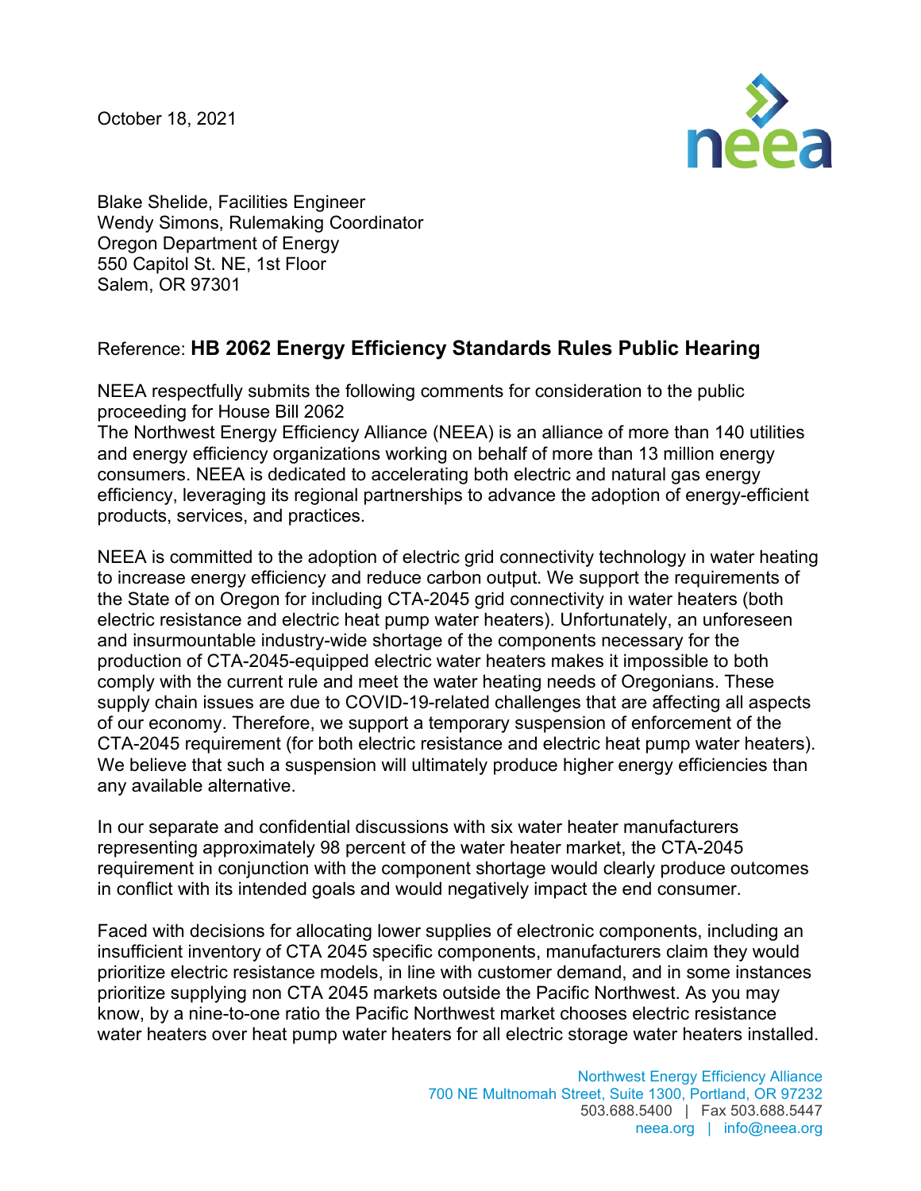October 18, 2021

Blake Shelide, Facilities Engineer
Wendy Simons, Rulemaking Coordinator
Oregon Department of Energy
550 Capitol St. NE, 1st Floor
Salem, OR 97301

Reference: **HB 2062 Energy Efficiency Standards Rules Public Hearing**

NEEA respectfully submits the following comments for consideration to the public proceeding for House Bill 2062
The Northwest Energy Efficiency Alliance (NEEA) is an alliance of more than 140 utilities and energy efficiency organizations working on behalf of more than 13 million energy consumers. NEEA is dedicated to accelerating both electric and natural gas energy efficiency, leveraging its regional partnerships to advance the adoption of energy-efficient products, services, and practices.

NEEA is committed to the adoption of electric grid connectivity technology in water heating to increase energy efficiency and reduce carbon output. We support the requirements of the State of on Oregon for including CTA-2045 grid connectivity in water heaters (both electric resistance and electric heat pump water heaters). Unfortunately, an unforeseen and insurmountable industry-wide shortage of the components necessary for the production of CTA-2045-equipped electric water heaters makes it impossible to both comply with the current rule and meet the water heating needs of Oregonians. These supply chain issues are due to COVID-19-related challenges that are affecting all aspects of our economy. Therefore, we support a temporary suspension of enforcement of the CTA-2045 requirement (for both electric resistance and electric heat pump water heaters). We believe that such a suspension will ultimately produce higher energy efficiencies than any available alternative.

In our separate and confidential discussions with six water heater manufacturers representing approximately 98 percent of the water heater market, the CTA-2045 requirement in conjunction with the component shortage would clearly produce outcomes in conflict with its intended goals and would negatively impact the end consumer.

Faced with decisions for allocating lower supplies of electronic components, including an insufficient inventory of CTA 2045 specific components, manufacturers claim they would prioritize electric resistance models, in line with customer demand, and in some instances prioritize supplying non CTA 2045 markets outside the Pacific Northwest. As you may know, by a nine-to-one ratio the Pacific Northwest market chooses electric resistance water heaters over heat pump water heaters for all electric storage water heaters installed.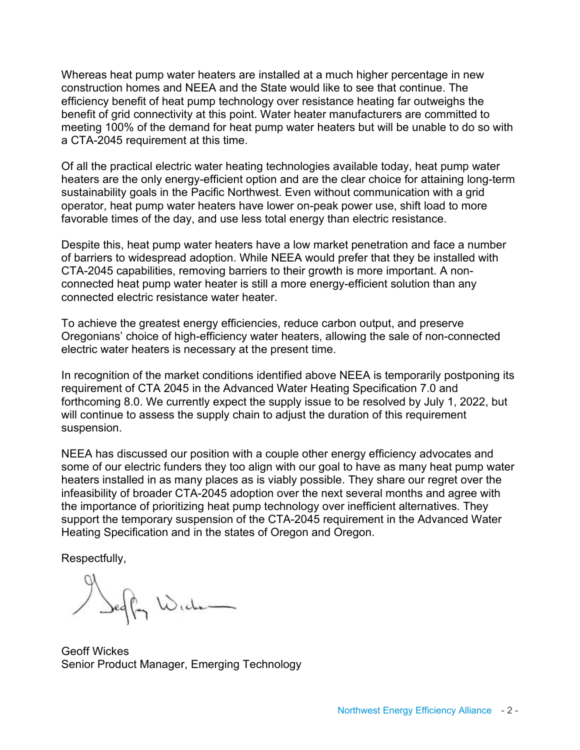Whereas heat pump water heaters are installed at a much higher percentage in new construction homes and NEEA and the State would like to see that continue. The efficiency benefit of heat pump technology over resistance heating far outweighs the benefit of grid connectivity at this point. Water heater manufacturers are committed to meeting 100% of the demand for heat pump water heaters but will be unable to do so with a CTA-2045 requirement at this time.

Of all the practical electric water heating technologies available today, heat pump water heaters are the only energy-efficient option and are the clear choice for attaining long-term sustainability goals in the Pacific Northwest. Even without communication with a grid operator, heat pump water heaters have lower on-peak power use, shift load to more favorable times of the day, and use less total energy than electric resistance.

Despite this, heat pump water heaters have a low market penetration and face a number of barriers to widespread adoption. While NEEA would prefer that they be installed with CTA-2045 capabilities, removing barriers to their growth is more important. A non-connected heat pump water heater is still a more energy-efficient solution than any connected electric resistance water heater.

To achieve the greatest energy efficiencies, reduce carbon output, and preserve Oregonians' choice of high-efficiency water heaters, allowing the sale of non-connected electric water heaters is necessary at the present time.

In recognition of the market conditions identified above NEEA is temporarily postponing its requirement of CTA 2045 in the Advanced Water Heating Specification 7.0 and forthcoming 8.0. We currently expect the supply issue to be resolved by July 1, 2022, but will continue to assess the supply chain to adjust the duration of this requirement suspension.

NEEA has discussed our position with a couple other energy efficiency advocates and some of our electric funders they too align with our goal to have as many heat pump water heaters installed in as many places as is viably possible. They share our regret over the infeasibility of broader CTA-2045 adoption over the next several months and agree with the importance of prioritizing heat pump technology over inefficient alternatives. They support the temporary suspension of the CTA-2045 requirement in the Advanced Water Heating Specification and in the states of Oregon and Oregon.

Respectfully,

Geoff Wickes
Senior Product Manager, Emerging Technology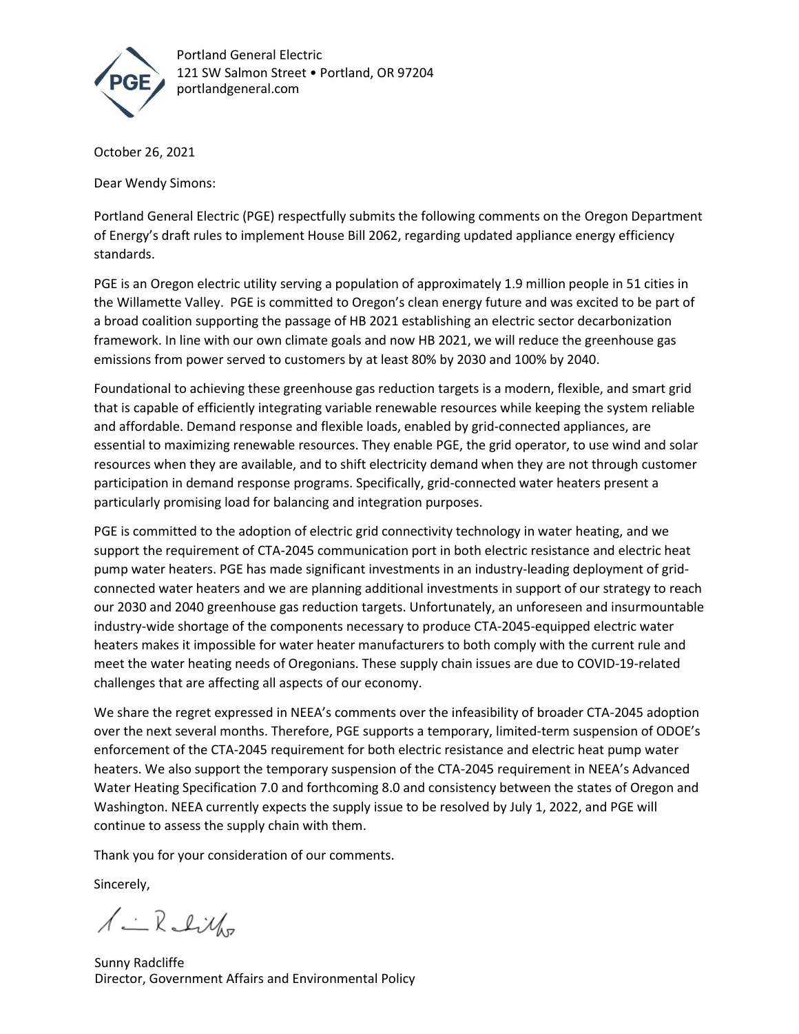Portland General Electric
121 SW Salmon Street • Portland, OR 97204
portlandgeneral.com

October 26, 2021

Dear Wendy Simons:

Portland General Electric (PGE) respectfully submits the following comments on the Oregon Department of Energy's draft rules to implement House Bill 2062, regarding updated appliance energy efficiency standards.

PGE is an Oregon electric utility serving a population of approximately 1.9 million people in 51 cities in the Willamette Valley. PGE is committed to Oregon's clean energy future and was excited to be part of a broad coalition supporting the passage of HB 2021 establishing an electric sector decarbonization framework. In line with our own climate goals and now HB 2021, we will reduce the greenhouse gas emissions from power served to customers by at least 80% by 2030 and 100% by 2040.

Foundational to achieving these greenhouse gas reduction targets is a modern, flexible, and smart grid that is capable of efficiently integrating variable renewable resources while keeping the system reliable and affordable. Demand response and flexible loads, enabled by grid-connected appliances, are essential to maximizing renewable resources. They enable PGE, the grid operator, to use wind and solar resources when they are available, and to shift electricity demand when they are not through customer participation in demand response programs. Specifically, grid-connected water heaters present a particularly promising load for balancing and integration purposes.

PGE is committed to the adoption of electric grid connectivity technology in water heating, and we support the requirement of CTA-2045 communication port in both electric resistance and electric heat pump water heaters. PGE has made significant investments in an industry-leading deployment of grid-connected water heaters and we are planning additional investments in support of our strategy to reach our 2030 and 2040 greenhouse gas reduction targets. Unfortunately, an unforeseen and insurmountable industry-wide shortage of the components necessary to produce CTA-2045-equipped electric water heaters makes it impossible for water heater manufacturers to both comply with the current rule and meet the water heating needs of Oregonians. These supply chain issues are due to COVID-19-related challenges that are affecting all aspects of our economy.

We share the regret expressed in NEEA's comments over the infeasibility of broader CTA-2045 adoption over the next several months. Therefore, PGE supports a temporary, limited-term suspension of ODOE's enforcement of the CTA-2045 requirement for both electric resistance and electric heat pump water heaters. We also support the temporary suspension of the CTA-2045 requirement in NEEA's Advanced Water Heating Specification 7.0 and forthcoming 8.0 and consistency between the states of Oregon and Washington. NEEA currently expects the supply issue to be resolved by July 1, 2022, and PGE will continue to assess the supply chain with them.

Thank you for your consideration of our comments.

Sincerely,

Sunny Radcliffe
Director, Government Affairs and Environmental Policy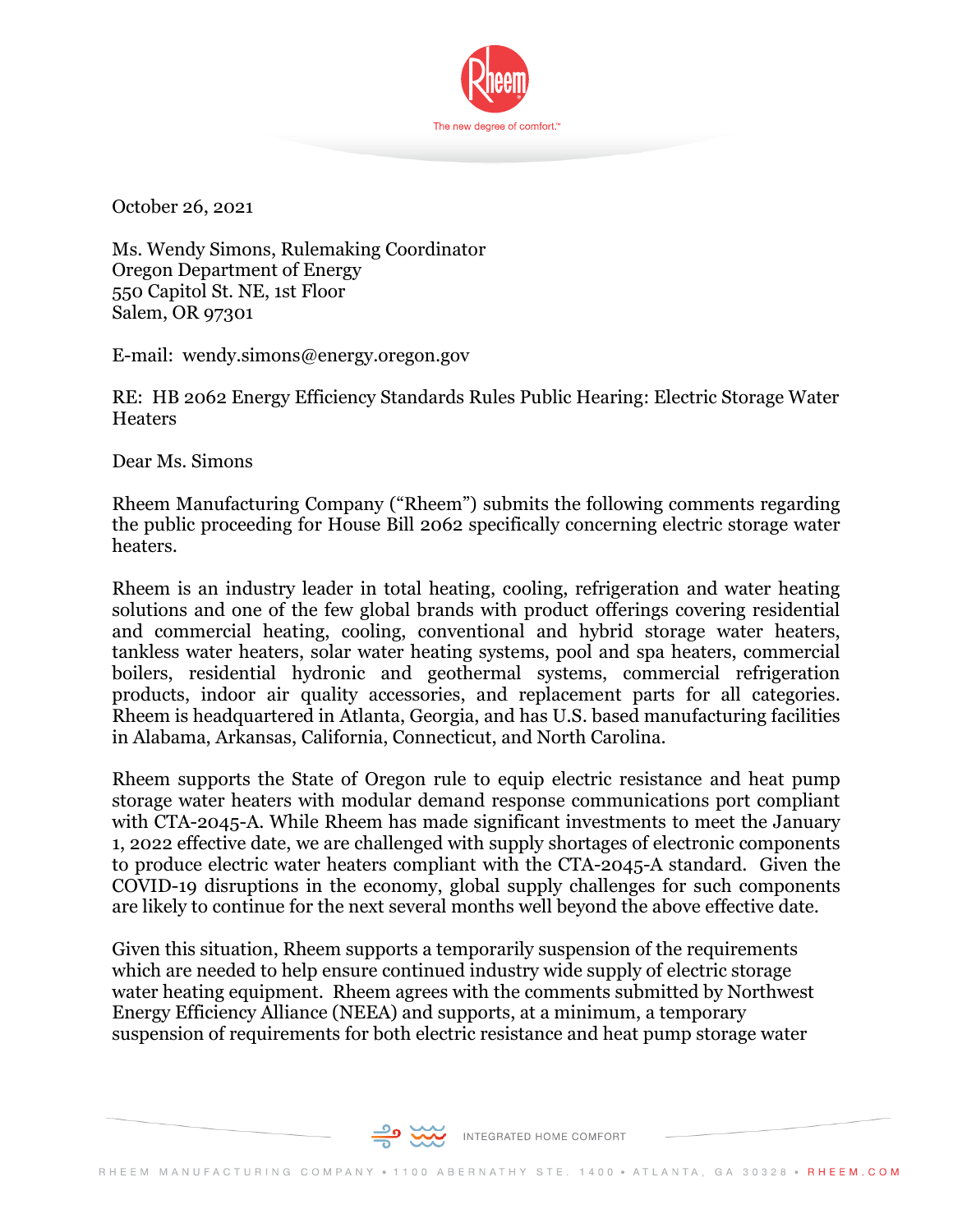October 26, 2021

Ms. Wendy Simons, Rulemaking Coordinator
Oregon Department of Energy
550 Capitol St. NE, 1st Floor
Salem, OR 97301

E-mail: wendy.simons@energy.oregon.gov

RE: HB 2062 Energy Efficiency Standards Rules Public Hearing: Electric Storage Water Heaters

Dear Ms. Simons

Rheem Manufacturing Company ("Rheem") submits the following comments regarding the public proceeding for House Bill 2062 specifically concerning electric storage water heaters.

Rheem is an industry leader in total heating, cooling, refrigeration and water heating solutions and one of the few global brands with product offerings covering residential and commercial heating, cooling, conventional and hybrid storage water heaters, tankless water heaters, solar water heating systems, pool and spa heaters, commercial boilers, residential hydronic and geothermal systems, commercial refrigeration products, indoor air quality accessories, and replacement parts for all categories. Rheem is headquartered in Atlanta, Georgia, and has U.S. based manufacturing facilities in Alabama, Arkansas, California, Connecticut, and North Carolina.

Rheem supports the State of Oregon rule to equip electric resistance and heat pump storage water heaters with modular demand response communications port compliant with CTA-2045-A. While Rheem has made significant investments to meet the January 1, 2022 effective date, we are challenged with supply shortages of electronic components to produce electric water heaters compliant with the CTA-2045-A standard. Given the COVID-19 disruptions in the economy, global supply challenges for such components are likely to continue for the next several months well beyond the above effective date.

Given this situation, Rheem supports a temporarily suspension of the requirements which are needed to help ensure continued industry wide supply of electric storage water heating equipment. Rheem agrees with the comments submitted by Northwest Energy Efficiency Alliance (NEEA) and supports, at a minimum, a temporary suspension of requirements for both electric resistance and heat pump storage water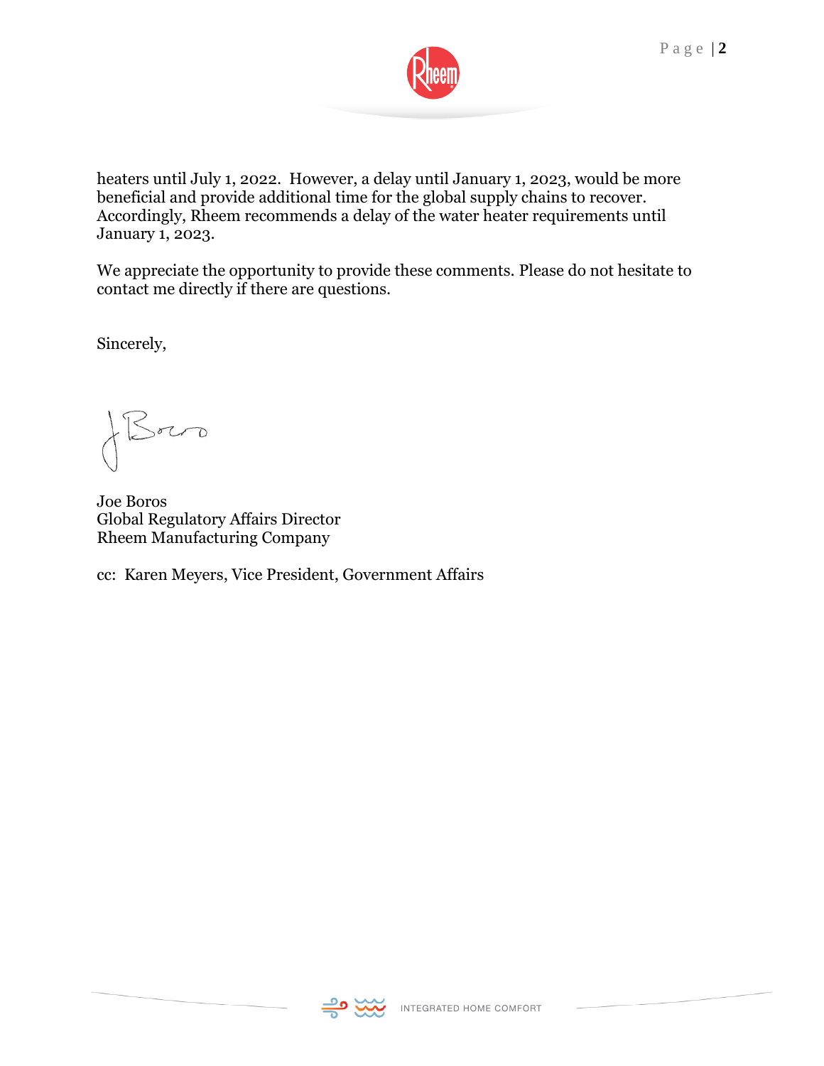heaters until July 1, 2022. However, a delay until January 1, 2023, would be more beneficial and provide additional time for the global supply chains to recover. Accordingly, Rheem recommends a delay of the water heater requirements until January 1, 2023.

We appreciate the opportunity to provide these comments. Please do not hesitate to contact me directly if there are questions.

Sincerely,

Joe Boros
Global Regulatory Affairs Director
Rheem Manufacturing Company

cc: Karen Meyers, Vice President, Government Affairs